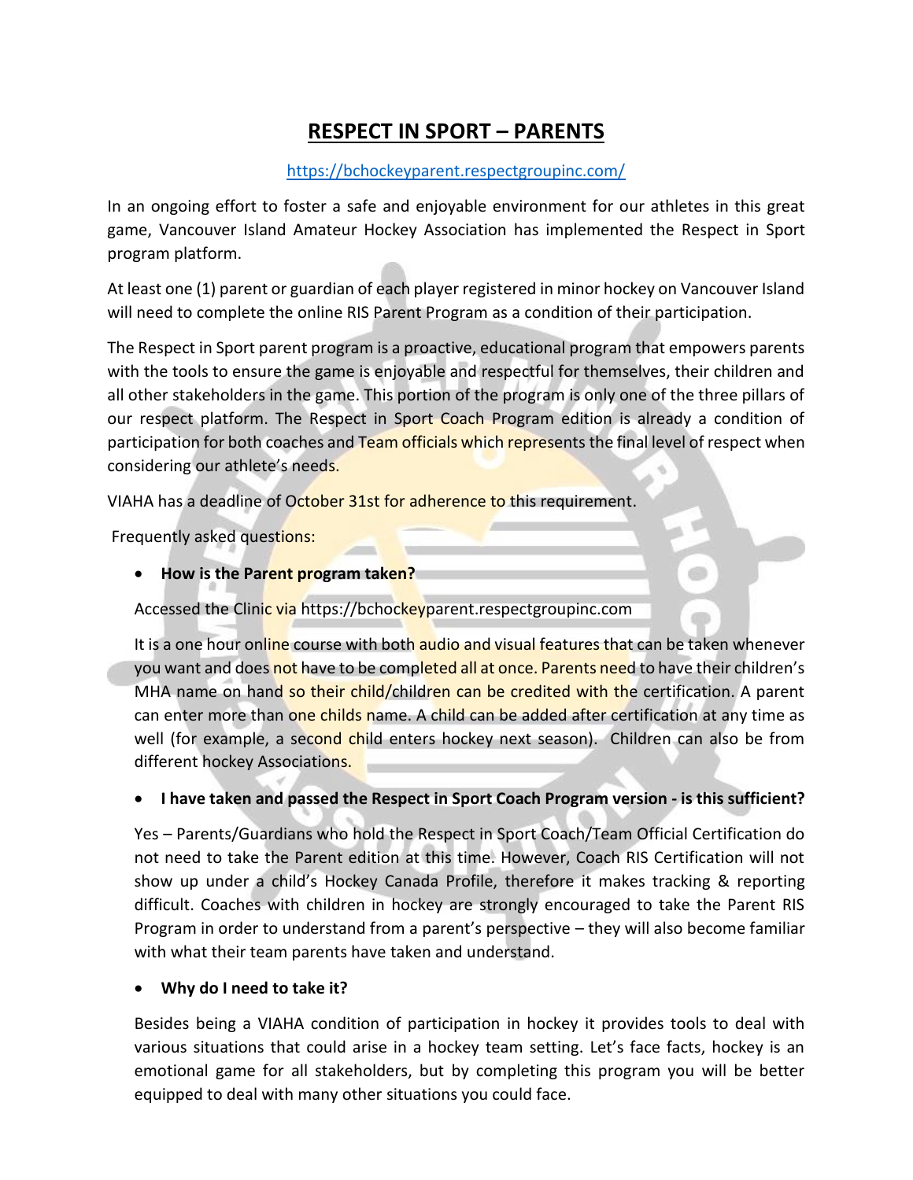# RESPECT IN SPORT – PARENTS

https://bchockeyparent.respectgroupinc.com/

In an ongoing effort to foster a safe and enjoyable environment for our athletes in this great game, Vancouver Island Amateur Hockey Association has implemented the Respect in Sport program platform.

At least one (1) parent or guardian of each player registered in minor hockey on Vancouver Island will need to complete the online RIS Parent Program as a condition of their participation.

The Respect in Sport parent program is a proactive, educational program that empowers parents with the tools to ensure the game is enjoyable and respectful for themselves, their children and all other stakeholders in the game. This portion of the program is only one of the three pillars of our respect platform. The Respect in Sport Coach Program edition is already a condition of participation for both coaches and Team officials which represents the final level of respect when considering our athlete's needs.

VIAHA has a deadline of October 31st for adherence to this requirement.

Frequently asked questions:

- **How is the Parent program taken?**

  Accessed the Clinic via https://bchockeyparent.respectgroupinc.com

  It is a one hour online course with both audio and visual features that can be taken whenever you want and does not have to be completed all at once. Parents need to have their children's MHA name on hand so their child/children can be credited with the certification. A parent can enter more than one childs name. A child can be added after certification at any time as well (for example, a second child enters hockey next season). Children can also be from different hockey Associations.

- **I have taken and passed the Respect in Sport Coach Program version - is this sufficient?**

  Yes – Parents/Guardians who hold the Respect in Sport Coach/Team Official Certification do not need to take the Parent edition at this time. However, Coach RIS Certification will not show up under a child's Hockey Canada Profile, therefore it makes tracking & reporting difficult. Coaches with children in hockey are strongly encouraged to take the Parent RIS Program in order to understand from a parent's perspective – they will also become familiar with what their team parents have taken and understand.

- **Why do I need to take it?**

  Besides being a VIAHA condition of participation in hockey it provides tools to deal with various situations that could arise in a hockey team setting. Let's face facts, hockey is an emotional game for all stakeholders, but by completing this program you will be better equipped to deal with many other situations you could face.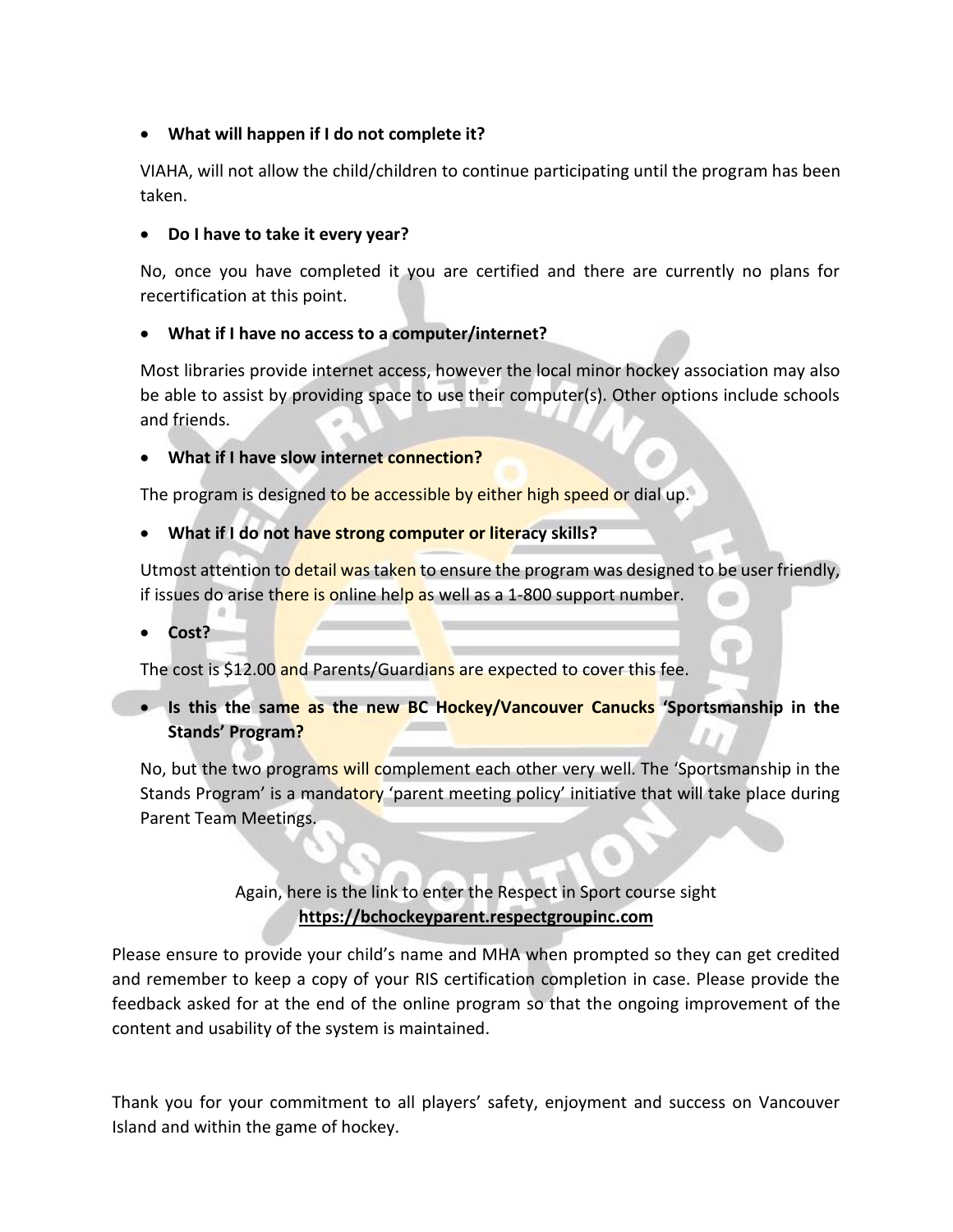- **What will happen if I do not complete it?**

  VIAHA, will not allow the child/children to continue participating until the program has been taken.

- **Do I have to take it every year?**

  No, once you have completed it you are certified and there are currently no plans for recertification at this point.

- **What if I have no access to a computer/internet?**

  Most libraries provide internet access, however the local minor hockey association may also be able to assist by providing space to use their computer(s). Other options include schools and friends.

- **What if I have slow internet connection?**

  The program is designed to be accessible by either high speed or dial up.

- **What if I do not have strong computer or literacy skills?**

  Utmost attention to detail was taken to ensure the program was designed to be user friendly, if issues do arise there is online help as well as a 1-800 support number.

- **Cost?**

  The cost is $12.00 and Parents/Guardians are expected to cover this fee.

- **Is this the same as the new BC Hockey/Vancouver Canucks 'Sportsmanship in the Stands' Program?**

  No, but the two programs will complement each other very well. The 'Sportsmanship in the Stands Program' is a mandatory 'parent meeting policy' initiative that will take place during Parent Team Meetings.

Again, here is the link to enter the Respect in Sport course sight
**https://bchockeyparent.respectgroupinc.com**

Please ensure to provide your child's name and MHA when prompted so they can get credited and remember to keep a copy of your RIS certification completion in case. Please provide the feedback asked for at the end of the online program so that the ongoing improvement of the content and usability of the system is maintained.

Thank you for your commitment to all players' safety, enjoyment and success on Vancouver Island and within the game of hockey.